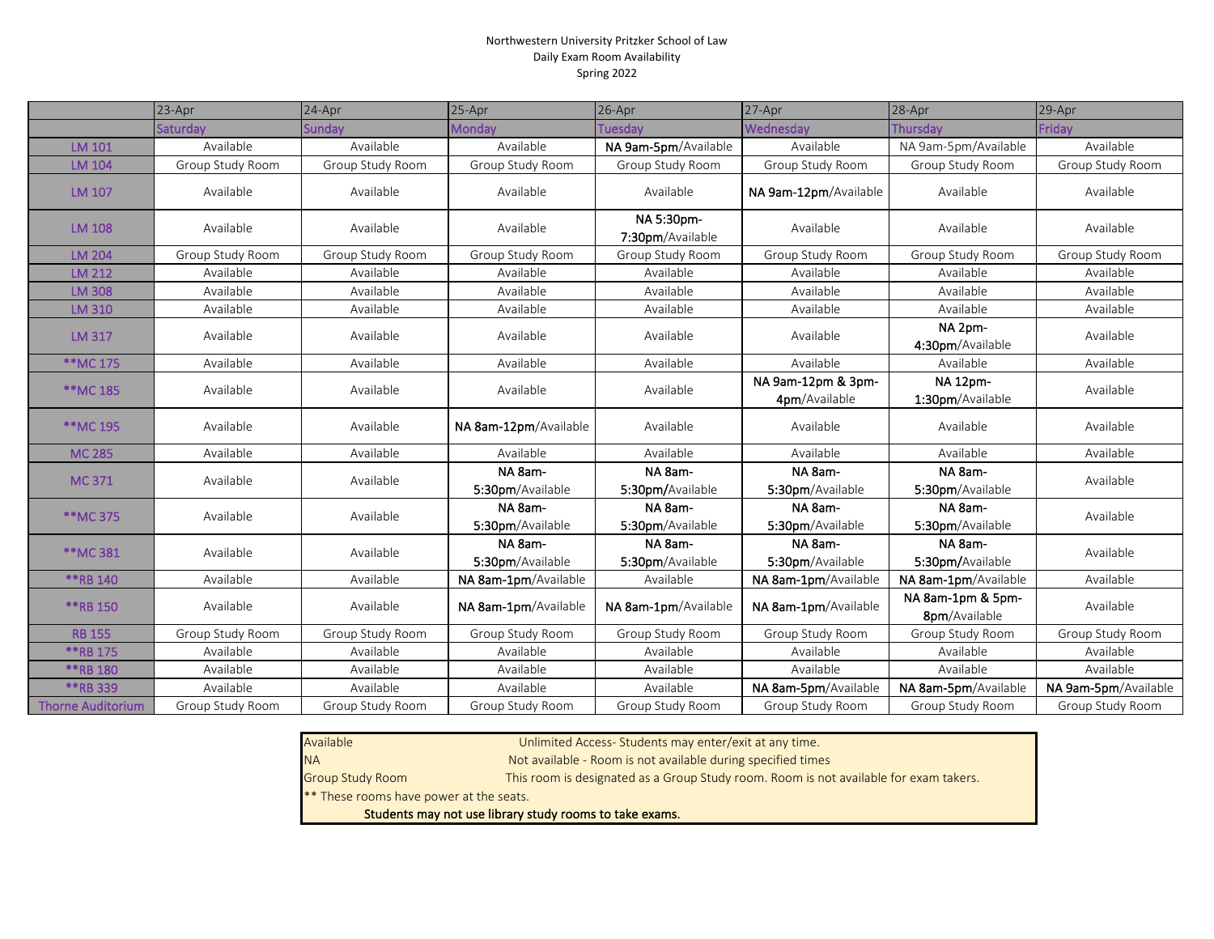Northwestern University Pritzker School of Law

Daily Exam Room Availability

Spring 2022

| | 23-Apr | 24-Apr | 25-Apr | 26-Apr | 27-Apr | 28-Apr | 29-Apr |
|---|---|---|---|---|---|---|---|
| | Saturday | Sunday | Monday | Tuesday | Wednesday | Thursday | Friday |
| LM 101 | Available | Available | Available | **NA 9am-5pm**/Available | Available | NA 9am-5pm/Available | Available |
| LM 104 | Group Study Room | Group Study Room | Group Study Room | Group Study Room | Group Study Room | Group Study Room | Group Study Room |
| LM 107 | Available | Available | Available | Available | **NA 9am-12pm**/Available | Available | Available |
| LM 108 | Available | Available | Available | **NA 5:30pm-7:30pm**/Available | Available | Available | Available |
| LM 204 | Group Study Room | Group Study Room | Group Study Room | Group Study Room | Group Study Room | Group Study Room | Group Study Room |
| LM 212 | Available | Available | Available | Available | Available | Available | Available |
| LM 308 | Available | Available | Available | Available | Available | Available | Available |
| LM 310 | Available | Available | Available | Available | Available | Available | Available |
| LM 317 | Available | Available | Available | Available | Available | **NA 2pm-4:30pm**/Available | Available |
| **MC 175 | Available | Available | Available | Available | Available | Available | Available |
| **MC 185 | Available | Available | Available | Available | **NA 9am-12pm & 3pm-4pm**/Available | **NA 12pm-1:30pm**/Available | Available |
| **MC 195 | Available | Available | **NA 8am-12pm**/Available | Available | Available | Available | Available |
| MC 285 | Available | Available | Available | Available | Available | Available | Available |
| MC 371 | Available | Available | **NA 8am-5:30pm**/Available | **NA 8am-5:30pm/**Available | **NA 8am-5:30pm**/Available | **NA 8am-5:30pm**/Available | Available |
| **MC 375 | Available | Available | **NA 8am-5:30pm**/Available | **NA 8am-5:30pm**/Available | **NA 8am-5:30pm**/Available | **NA 8am-5:30pm**/Available | Available |
| **MC 381 | Available | Available | **NA 8am-5:30pm**/Available | **NA 8am-5:30pm**/Available | **NA 8am-5:30pm**/Available | **NA 8am-5:30pm/**Available | Available |
| **RB 140 | Available | Available | **NA 8am-1pm**/Available | Available | **NA 8am-1pm**/Available | **NA 8am-1pm**/Available | Available |
| **RB 150 | Available | Available | **NA 8am-1pm**/Available | **NA 8am-1pm**/Available | **NA 8am-1pm**/Available | **NA 8am-1pm & 5pm-8pm**/Available | Available |
| RB 155 | Group Study Room | Group Study Room | Group Study Room | Group Study Room | Group Study Room | Group Study Room | Group Study Room |
| **RB 175 | Available | Available | Available | Available | Available | Available | Available |
| **RB 180 | Available | Available | Available | Available | Available | Available | Available |
| **RB 339 | Available | Available | Available | Available | **NA 8am-5pm**/Available | **NA 8am-5pm**/Available | **NA 9am-5pm**/Available |
| Thorne Auditorium | Group Study Room | Group Study Room | Group Study Room | Group Study Room | Group Study Room | Group Study Room | Group Study Room |

| | |
|---|---|
| Available | Unlimited Access- Students may enter/exit at any time. |
| NA | Not available - Room is not available during specified times |
| Group Study Room | This room is designated as a Group Study room. Room is not available for exam takers. |

** These rooms have power at the seats.

**Students may not use library study rooms to take exams.**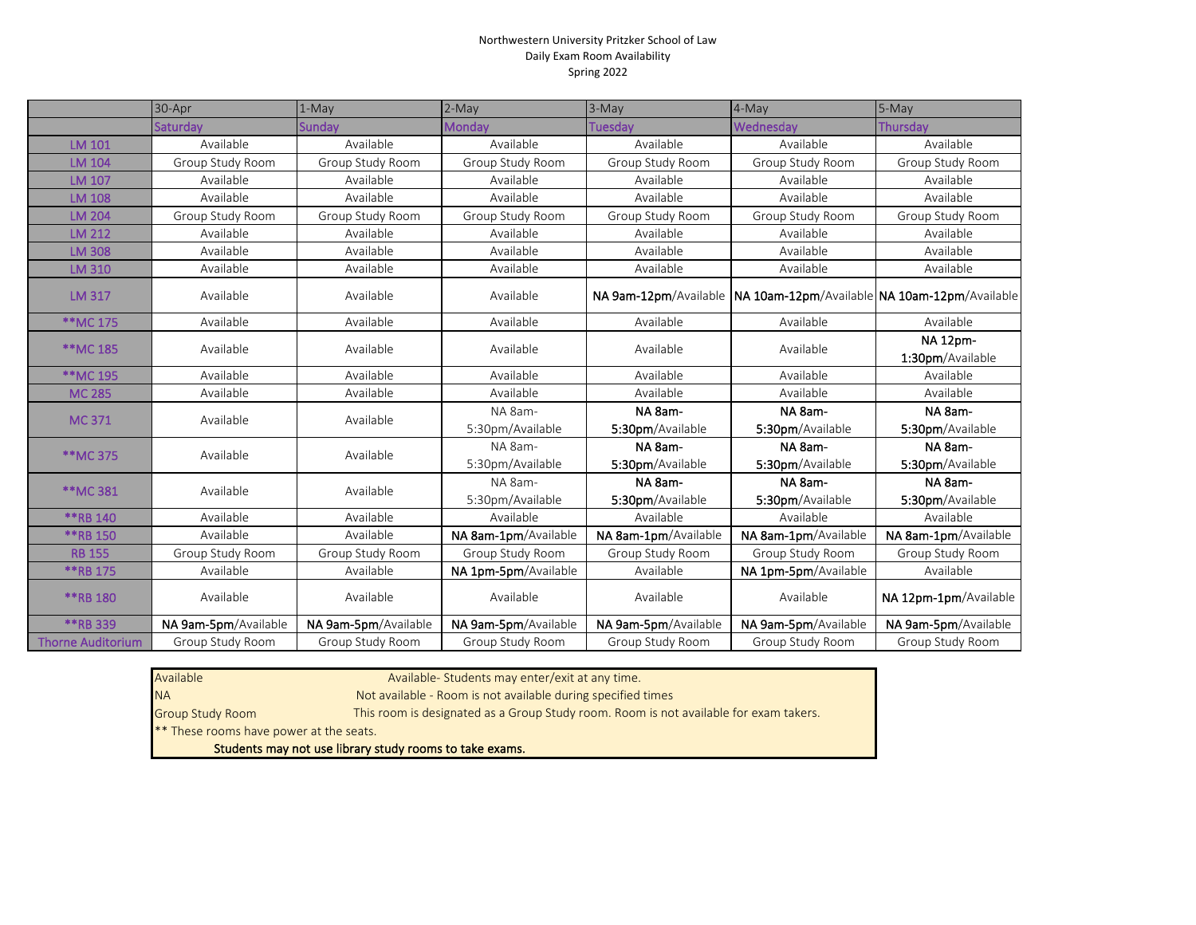Northwestern University Pritzker School of Law
Daily Exam Room Availability
Spring 2022

| | 30-Apr | 1-May | 2-May | 3-May | 4-May | 5-May |
|---|---|---|---|---|---|---|
| | Saturday | Sunday | Monday | Tuesday | Wednesday | Thursday |
| LM 101 | Available | Available | Available | Available | Available | Available |
| LM 104 | Group Study Room | Group Study Room | Group Study Room | Group Study Room | Group Study Room | Group Study Room |
| LM 107 | Available | Available | Available | Available | Available | Available |
| LM 108 | Available | Available | Available | Available | Available | Available |
| LM 204 | Group Study Room | Group Study Room | Group Study Room | Group Study Room | Group Study Room | Group Study Room |
| LM 212 | Available | Available | Available | Available | Available | Available |
| LM 308 | Available | Available | Available | Available | Available | Available |
| LM 310 | Available | Available | Available | Available | Available | Available |
| LM 317 | Available | Available | Available | **NA 9am-12pm**/Available | **NA 10am-12pm**/Available | **NA 10am-12pm**/Available |
| **MC 175 | Available | Available | Available | Available | Available | Available |
| **MC 185 | Available | Available | Available | Available | Available | **NA 12pm-1:30pm**/Available |
| **MC 195 | Available | Available | Available | Available | Available | Available |
| MC 285 | Available | Available | Available | Available | Available | Available |
| MC 371 | Available | Available | NA 8am-5:30pm/Available | **NA 8am-5:30pm**/Available | **NA 8am-5:30pm**/Available | **NA 8am-5:30pm**/Available |
| **MC 375 | Available | Available | NA 8am-5:30pm/Available | **NA 8am-5:30pm**/Available | **NA 8am-5:30pm**/Available | **NA 8am-5:30pm**/Available |
| **MC 381 | Available | Available | NA 8am-5:30pm/Available | **NA 8am-5:30pm**/Available | **NA 8am-5:30pm**/Available | **NA 8am-5:30pm**/Available |
| **RB 140 | Available | Available | Available | Available | Available | Available |
| **RB 150 | Available | Available | **NA 8am-1pm**/Available | **NA 8am-1pm**/Available | **NA 8am-1pm**/Available | **NA 8am-1pm**/Available |
| RB 155 | Group Study Room | Group Study Room | Group Study Room | Group Study Room | Group Study Room | Group Study Room |
| **RB 175 | Available | Available | **NA 1pm-5pm**/Available | Available | **NA 1pm-5pm**/Available | Available |
| **RB 180 | Available | Available | Available | Available | Available | **NA 12pm-1pm**/Available |
| **RB 339 | **NA 9am-5pm**/Available | **NA 9am-5pm**/Available | **NA 9am-5pm**/Available | **NA 9am-5pm**/Available | **NA 9am-5pm**/Available | **NA 9am-5pm**/Available |
| Thorne Auditorium | Group Study Room | Group Study Room | Group Study Room | Group Study Room | Group Study Room | Group Study Room |

| | |
|---|---|
| Available | Available- Students may enter/exit at any time. |
| NA | Not available - Room is not available during specified times |
| Group Study Room | This room is designated as a Group Study room. Room is not available for exam takers. |

** These rooms have power at the seats.

**Students may not use library study rooms to take exams.**